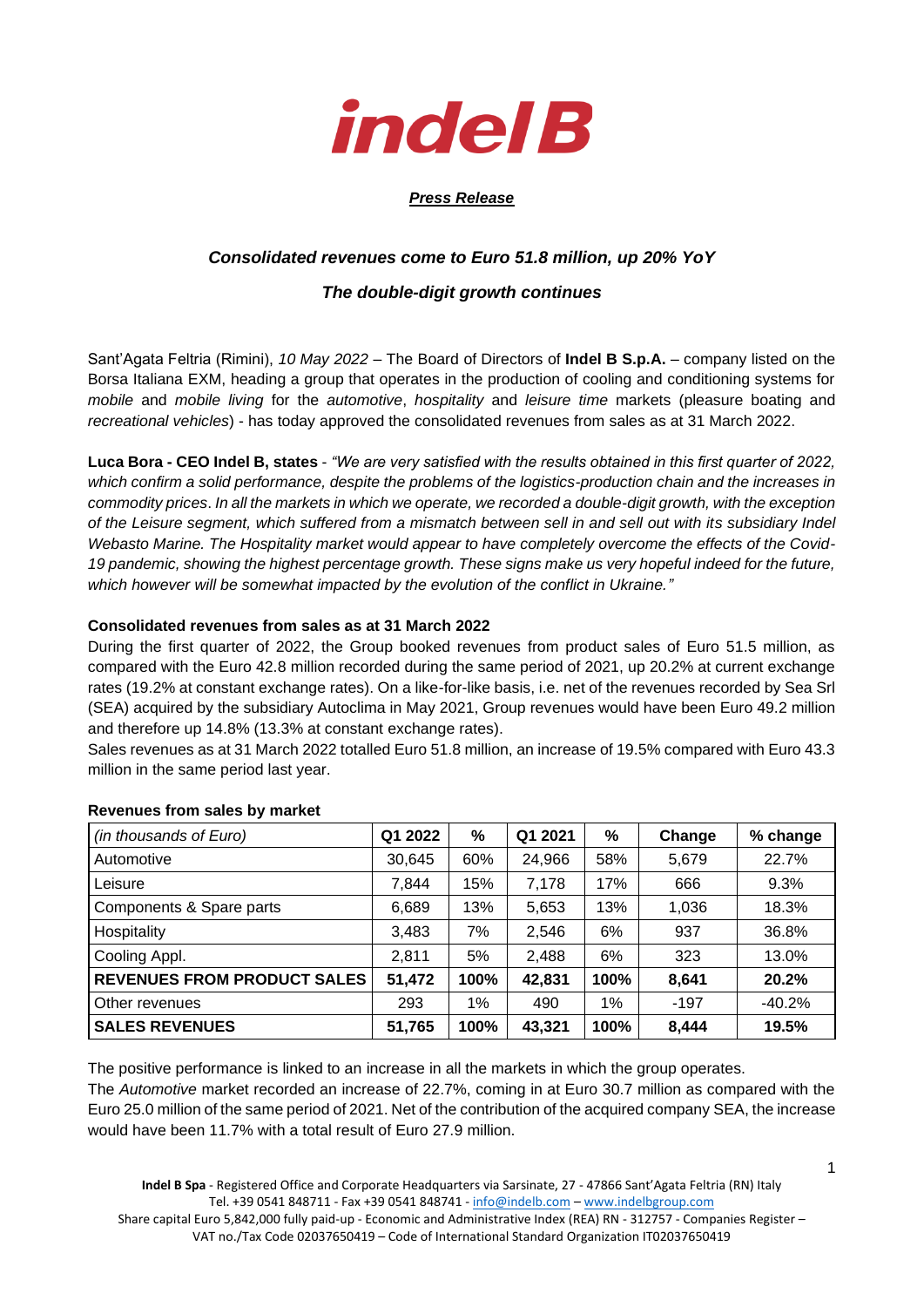**indel B**

***Press Release***

***Consolidated revenues come to Euro 51.8 million, up 20% YoY***

***The double-digit growth continues***

Sant'Agata Feltria (Rimini), *10 May 2022* – The Board of Directors of **Indel B S.p.A.** – company listed on the Borsa Italiana EXM, heading a group that operates in the production of cooling and conditioning systems for *mobile* and *mobile living* for the *automotive*, *hospitality* and *leisure time* markets (pleasure boating and *recreational vehicles*) - has today approved the consolidated revenues from sales as at 31 March 2022.

**Luca Bora - CEO Indel B, states** - *"We are very satisfied with the results obtained in this first quarter of 2022, which confirm a solid performance, despite the problems of the logistics-production chain and the increases in commodity prices. In all the markets in which we operate, we recorded a double-digit growth, with the exception of the Leisure segment, which suffered from a mismatch between sell in and sell out with its subsidiary Indel Webasto Marine. The Hospitality market would appear to have completely overcome the effects of the Covid-19 pandemic, showing the highest percentage growth. These signs make us very hopeful indeed for the future, which however will be somewhat impacted by the evolution of the conflict in Ukraine."*

**Consolidated revenues from sales as at 31 March 2022**

During the first quarter of 2022, the Group booked revenues from product sales of Euro 51.5 million, as compared with the Euro 42.8 million recorded during the same period of 2021, up 20.2% at current exchange rates (19.2% at constant exchange rates). On a like-for-like basis, i.e. net of the revenues recorded by Sea Srl (SEA) acquired by the subsidiary Autoclima in May 2021, Group revenues would have been Euro 49.2 million and therefore up 14.8% (13.3% at constant exchange rates).

Sales revenues as at 31 March 2022 totalled Euro 51.8 million, an increase of 19.5% compared with Euro 43.3 million in the same period last year.

**Revenues from sales by market**

| *(in thousands of Euro)* | Q1 2022 | % | Q1 2021 | % | Change | % change |
|---|---|---|---|---|---|---|
| Automotive | 30,645 | 60% | 24,966 | 58% | 5,679 | 22.7% |
| Leisure | 7,844 | 15% | 7,178 | 17% | 666 | 9.3% |
| Components & Spare parts | 6,689 | 13% | 5,653 | 13% | 1,036 | 18.3% |
| Hospitality | 3,483 | 7% | 2,546 | 6% | 937 | 36.8% |
| Cooling Appl. | 2,811 | 5% | 2,488 | 6% | 323 | 13.0% |
| **REVENUES FROM PRODUCT SALES** | **51,472** | **100%** | **42,831** | **100%** | **8,641** | **20.2%** |
| Other revenues | 293 | 1% | 490 | 1% | -197 | -40.2% |
| **SALES REVENUES** | **51,765** | **100%** | **43,321** | **100%** | **8,444** | **19.5%** |

The positive performance is linked to an increase in all the markets in which the group operates.

The *Automotive* market recorded an increase of 22.7%, coming in at Euro 30.7 million as compared with the Euro 25.0 million of the same period of 2021. Net of the contribution of the acquired company SEA, the increase would have been 11.7% with a total result of Euro 27.9 million.

**Indel B Spa** - Registered Office and Corporate Headquarters via Sarsinate, 27 - 47866 Sant'Agata Feltria (RN) Italy
Tel. +39 0541 848711 - Fax +39 0541 848741 - info@indelb.com – www.indelbgroup.com
Share capital Euro 5,842,000 fully paid-up - Economic and Administrative Index (REA) RN - 312757 - Companies Register – VAT no./Tax Code 02037650419 – Code of International Standard Organization IT02037650419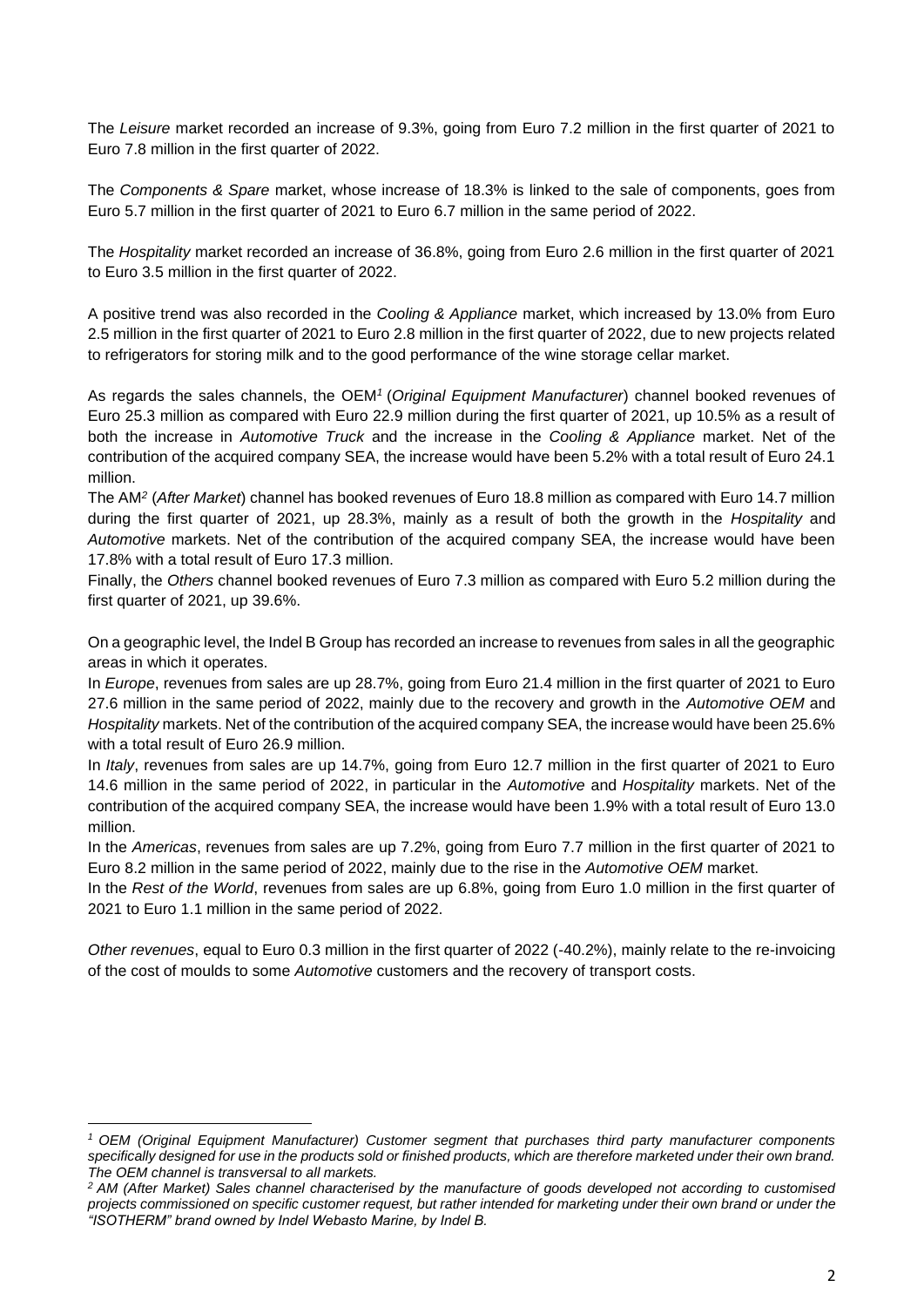The *Leisure* market recorded an increase of 9.3%, going from Euro 7.2 million in the first quarter of 2021 to Euro 7.8 million in the first quarter of 2022.

The *Components & Spare* market, whose increase of 18.3% is linked to the sale of components, goes from Euro 5.7 million in the first quarter of 2021 to Euro 6.7 million in the same period of 2022.

The *Hospitality* market recorded an increase of 36.8%, going from Euro 2.6 million in the first quarter of 2021 to Euro 3.5 million in the first quarter of 2022.

A positive trend was also recorded in the *Cooling & Appliance* market, which increased by 13.0% from Euro 2.5 million in the first quarter of 2021 to Euro 2.8 million in the first quarter of 2022, due to new projects related to refrigerators for storing milk and to the good performance of the wine storage cellar market.

As regards the sales channels, the OEM[1] (*Original Equipment Manufacturer*) channel booked revenues of Euro 25.3 million as compared with Euro 22.9 million during the first quarter of 2021, up 10.5% as a result of both the increase in *Automotive Truck* and the increase in the *Cooling & Appliance* market. Net of the contribution of the acquired company SEA, the increase would have been 5.2% with a total result of Euro 24.1 million.

The AM[2] (*After Market*) channel has booked revenues of Euro 18.8 million as compared with Euro 14.7 million during the first quarter of 2021, up 28.3%, mainly as a result of both the growth in the *Hospitality* and *Automotive* markets. Net of the contribution of the acquired company SEA, the increase would have been 17.8% with a total result of Euro 17.3 million.

Finally, the *Others* channel booked revenues of Euro 7.3 million as compared with Euro 5.2 million during the first quarter of 2021, up 39.6%.

On a geographic level, the Indel B Group has recorded an increase to revenues from sales in all the geographic areas in which it operates.

In *Europe*, revenues from sales are up 28.7%, going from Euro 21.4 million in the first quarter of 2021 to Euro 27.6 million in the same period of 2022, mainly due to the recovery and growth in the *Automotive OEM* and *Hospitality* markets. Net of the contribution of the acquired company SEA, the increase would have been 25.6% with a total result of Euro 26.9 million.

In *Italy*, revenues from sales are up 14.7%, going from Euro 12.7 million in the first quarter of 2021 to Euro 14.6 million in the same period of 2022, in particular in the *Automotive* and *Hospitality* markets. Net of the contribution of the acquired company SEA, the increase would have been 1.9% with a total result of Euro 13.0 million.

In the *Americas*, revenues from sales are up 7.2%, going from Euro 7.7 million in the first quarter of 2021 to Euro 8.2 million in the same period of 2022, mainly due to the rise in the *Automotive OEM* market.

In the *Rest of the World*, revenues from sales are up 6.8%, going from Euro 1.0 million in the first quarter of 2021 to Euro 1.1 million in the same period of 2022.

*Other revenues*, equal to Euro 0.3 million in the first quarter of 2022 (-40.2%), mainly relate to the re-invoicing of the cost of moulds to some *Automotive* customers and the recovery of transport costs.

---

[1] *OEM (Original Equipment Manufacturer) Customer segment that purchases third party manufacturer components specifically designed for use in the products sold or finished products, which are therefore marketed under their own brand. The OEM channel is transversal to all markets.*

[2] *AM (After Market) Sales channel characterised by the manufacture of goods developed not according to customised projects commissioned on specific customer request, but rather intended for marketing under their own brand or under the "ISOTHERM" brand owned by Indel Webasto Marine, by Indel B.*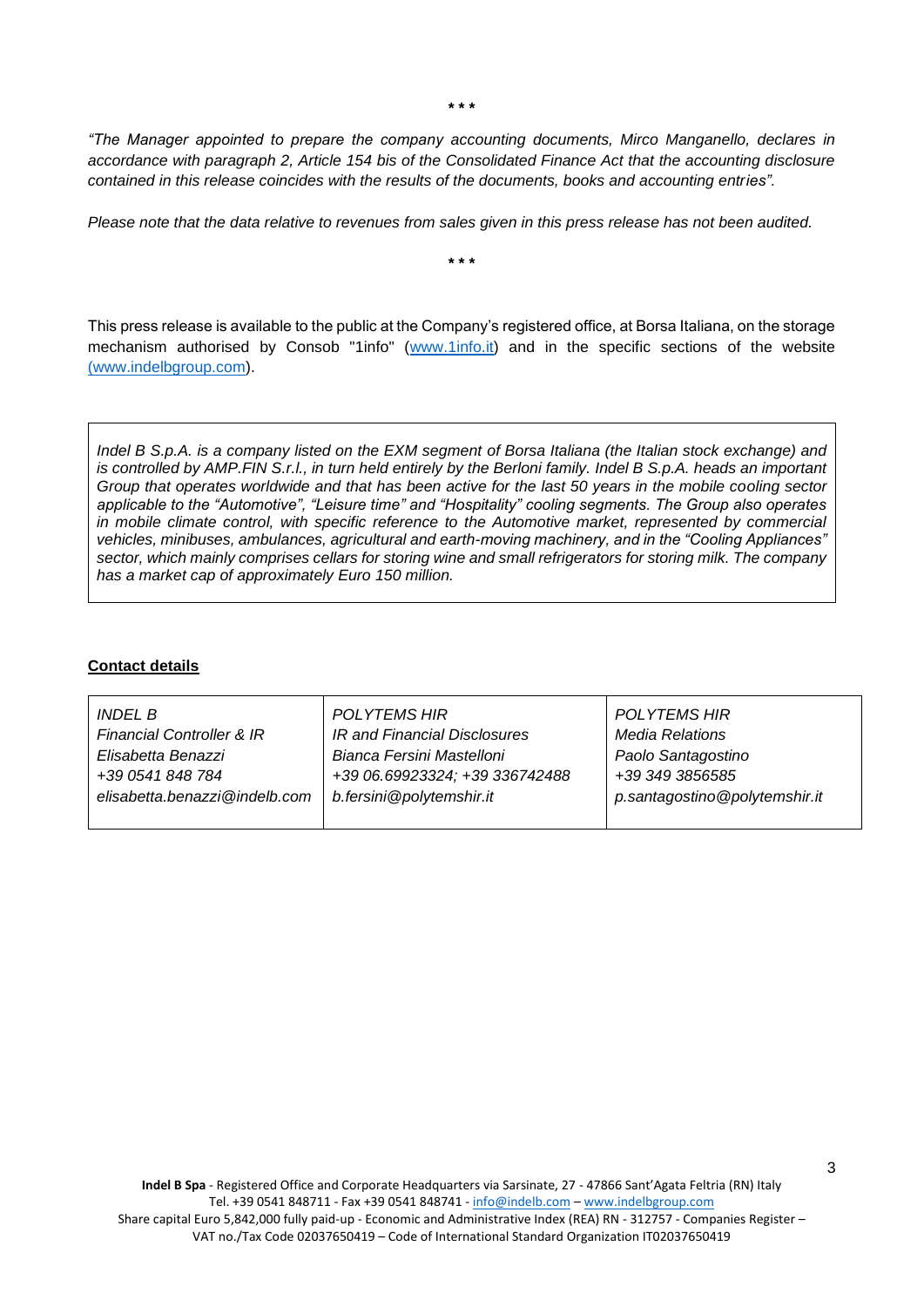\* \* \*

*"The Manager appointed to prepare the company accounting documents, Mirco Manganello, declares in accordance with paragraph 2, Article 154 bis of the Consolidated Finance Act that the accounting disclosure contained in this release coincides with the results of the documents, books and accounting entries".*

*Please note that the data relative to revenues from sales given in this press release has not been audited.*

\* \* \*

This press release is available to the public at the Company's registered office, at Borsa Italiana, on the storage mechanism authorised by Consob "1info" (www.1info.it) and in the specific sections of the website (www.indelbgroup.com).

*Indel B S.p.A. is a company listed on the EXM segment of Borsa Italiana (the Italian stock exchange) and is controlled by AMP.FIN S.r.l., in turn held entirely by the Berloni family. Indel B S.p.A. heads an important Group that operates worldwide and that has been active for the last 50 years in the mobile cooling sector applicable to the "Automotive", "Leisure time" and "Hospitality" cooling segments. The Group also operates in mobile climate control, with specific reference to the Automotive market, represented by commercial vehicles, minibuses, ambulances, agricultural and earth-moving machinery, and in the "Cooling Appliances" sector, which mainly comprises cellars for storing wine and small refrigerators for storing milk. The company has a market cap of approximately Euro 150 million.*

**Contact details**

| | | |
|---|---|---|
| *INDEL B*<br>*Financial Controller & IR*<br>*Elisabetta Benazzi*<br>*+39 0541 848 784*<br>*elisabetta.benazzi@indelb.com* | *POLYTEMS HIR*<br>*IR and Financial Disclosures*<br>*Bianca Fersini Mastelloni*<br>*+39 06.69923324; +39 336742488*<br>*b.fersini@polytemshir.it* | *POLYTEMS HIR*<br>*Media Relations*<br>*Paolo Santagostino*<br>*+39 349 3856585*<br>*p.santagostino@polytemshir.it* |

**Indel B Spa** - Registered Office and Corporate Headquarters via Sarsinate, 27 - 47866 Sant'Agata Feltria (RN) Italy
Tel. +39 0541 848711 - Fax +39 0541 848741 - info@indelb.com – www.indelbgroup.com
Share capital Euro 5,842,000 fully paid-up - Economic and Administrative Index (REA) RN - 312757 - Companies Register – VAT no./Tax Code 02037650419 – Code of International Standard Organization IT02037650419